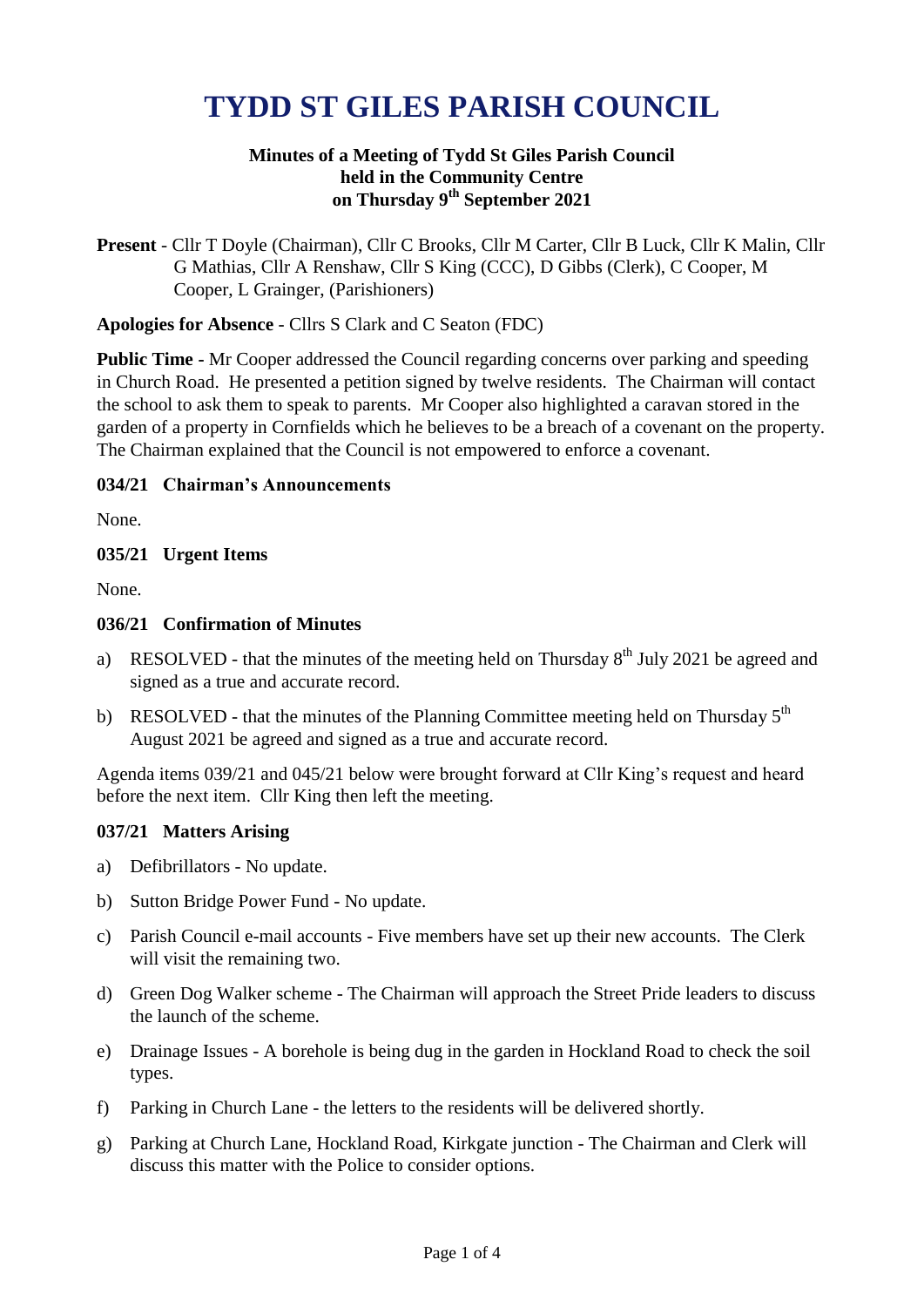# TYDD ST GILES PARISH COUNCIL

**Minutes of a Meeting of Tydd St Giles Parish Council held in the Community Centre on Thursday 9th September 2021**

**Present** - Cllr T Doyle (Chairman), Cllr C Brooks, Cllr M Carter, Cllr B Luck, Cllr K Malin, Cllr G Mathias, Cllr A Renshaw, Cllr S King (CCC), D Gibbs (Clerk), C Cooper, M Cooper, L Grainger, (Parishioners)

**Apologies for Absence** - Cllrs S Clark and C Seaton (FDC)

**Public Time** - Mr Cooper addressed the Council regarding concerns over parking and speeding in Church Road. He presented a petition signed by twelve residents. The Chairman will contact the school to ask them to speak to parents. Mr Cooper also highlighted a caravan stored in the garden of a property in Cornfields which he believes to be a breach of a covenant on the property. The Chairman explained that the Council is not empowered to enforce a covenant.

### 034/21 Chairman's Announcements

None.

### 035/21 Urgent Items

None.

### 036/21 Confirmation of Minutes

a) RESOLVED - that the minutes of the meeting held on Thursday 8th July 2021 be agreed and signed as a true and accurate record.

b) RESOLVED - that the minutes of the Planning Committee meeting held on Thursday 5th August 2021 be agreed and signed as a true and accurate record.

Agenda items 039/21 and 045/21 below were brought forward at Cllr King's request and heard before the next item. Cllr King then left the meeting.

### 037/21 Matters Arising

a) Defibrillators - No update.

b) Sutton Bridge Power Fund - No update.

c) Parish Council e-mail accounts - Five members have set up their new accounts. The Clerk will visit the remaining two.

d) Green Dog Walker scheme - The Chairman will approach the Street Pride leaders to discuss the launch of the scheme.

e) Drainage Issues - A borehole is being dug in the garden in Hockland Road to check the soil types.

f) Parking in Church Lane - the letters to the residents will be delivered shortly.

g) Parking at Church Lane, Hockland Road, Kirkgate junction - The Chairman and Clerk will discuss this matter with the Police to consider options.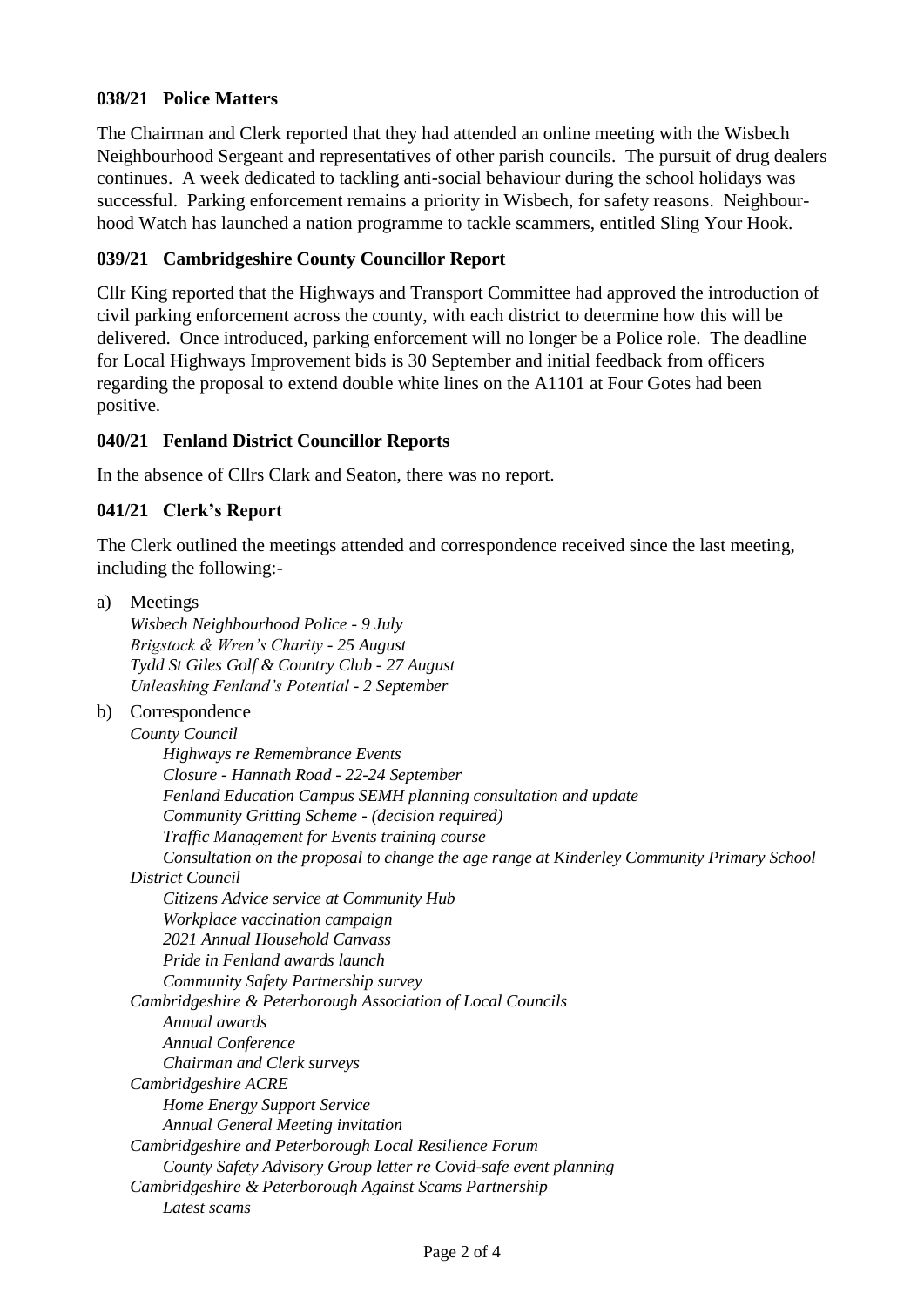### 038/21 Police Matters

The Chairman and Clerk reported that they had attended an online meeting with the Wisbech Neighbourhood Sergeant and representatives of other parish councils. The pursuit of drug dealers continues. A week dedicated to tackling anti-social behaviour during the school holidays was successful. Parking enforcement remains a priority in Wisbech, for safety reasons. Neighbourhood Watch has launched a nation programme to tackle scammers, entitled Sling Your Hook.

### 039/21 Cambridgeshire County Councillor Report

Cllr King reported that the Highways and Transport Committee had approved the introduction of civil parking enforcement across the county, with each district to determine how this will be delivered. Once introduced, parking enforcement will no longer be a Police role. The deadline for Local Highways Improvement bids is 30 September and initial feedback from officers regarding the proposal to extend double white lines on the A1101 at Four Gotes had been positive.

### 040/21 Fenland District Councillor Reports

In the absence of Cllrs Clark and Seaton, there was no report.

### 041/21 Clerk's Report

The Clerk outlined the meetings attended and correspondence received since the last meeting, including the following:-

a) Meetings
   - *Wisbech Neighbourhood Police - 9 July*
   - *Brigstock & Wren's Charity - 25 August*
   - *Tydd St Giles Golf & Country Club - 27 August*
   - *Unleashing Fenland's Potential - 2 September*

b) Correspondence
   - *County Council*
     - *Highways re Remembrance Events*
     - *Closure - Hannath Road - 22-24 September*
     - *Fenland Education Campus SEMH planning consultation and update*
     - *Community Gritting Scheme - (decision required)*
     - *Traffic Management for Events training course*
     - *Consultation on the proposal to change the age range at Kinderley Community Primary School*
   - *District Council*
     - *Citizens Advice service at Community Hub*
     - *Workplace vaccination campaign*
     - *2021 Annual Household Canvass*
     - *Pride in Fenland awards launch*
     - *Community Safety Partnership survey*
   - *Cambridgeshire & Peterborough Association of Local Councils*
     - *Annual awards*
     - *Annual Conference*
     - *Chairman and Clerk surveys*
   - *Cambridgeshire ACRE*
     - *Home Energy Support Service*
     - *Annual General Meeting invitation*
   - *Cambridgeshire and Peterborough Local Resilience Forum*
     - *County Safety Advisory Group letter re Covid-safe event planning*
   - *Cambridgeshire & Peterborough Against Scams Partnership*
     - *Latest scams*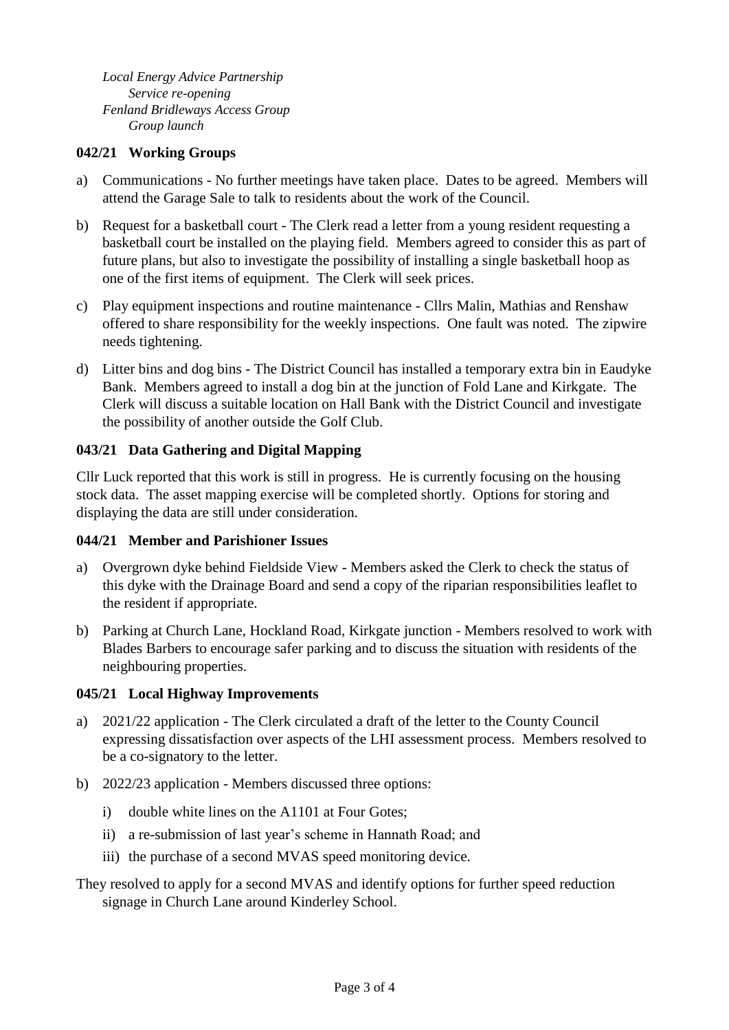*Local Energy Advice Partnership*
*Service re-opening*
*Fenland Bridleways Access Group*
*Group launch*

**042/21 Working Groups**

a) Communications - No further meetings have taken place. Dates to be agreed. Members will attend the Garage Sale to talk to residents about the work of the Council.

b) Request for a basketball court - The Clerk read a letter from a young resident requesting a basketball court be installed on the playing field. Members agreed to consider this as part of future plans, but also to investigate the possibility of installing a single basketball hoop as one of the first items of equipment. The Clerk will seek prices.

c) Play equipment inspections and routine maintenance - Cllrs Malin, Mathias and Renshaw offered to share responsibility for the weekly inspections. One fault was noted. The zipwire needs tightening.

d) Litter bins and dog bins - The District Council has installed a temporary extra bin in Eaudyke Bank. Members agreed to install a dog bin at the junction of Fold Lane and Kirkgate. The Clerk will discuss a suitable location on Hall Bank with the District Council and investigate the possibility of another outside the Golf Club.

**043/21 Data Gathering and Digital Mapping**

Cllr Luck reported that this work is still in progress. He is currently focusing on the housing stock data. The asset mapping exercise will be completed shortly. Options for storing and displaying the data are still under consideration.

**044/21 Member and Parishioner Issues**

a) Overgrown dyke behind Fieldside View - Members asked the Clerk to check the status of this dyke with the Drainage Board and send a copy of the riparian responsibilities leaflet to the resident if appropriate.

b) Parking at Church Lane, Hockland Road, Kirkgate junction - Members resolved to work with Blades Barbers to encourage safer parking and to discuss the situation with residents of the neighbouring properties.

**045/21 Local Highway Improvements**

a) 2021/22 application - The Clerk circulated a draft of the letter to the County Council expressing dissatisfaction over aspects of the LHI assessment process. Members resolved to be a co-signatory to the letter.

b) 2022/23 application - Members discussed three options:

   i) double white lines on the A1101 at Four Gotes;

   ii) a re-submission of last year's scheme in Hannath Road; and

   iii) the purchase of a second MVAS speed monitoring device.

They resolved to apply for a second MVAS and identify options for further speed reduction signage in Church Lane around Kinderley School.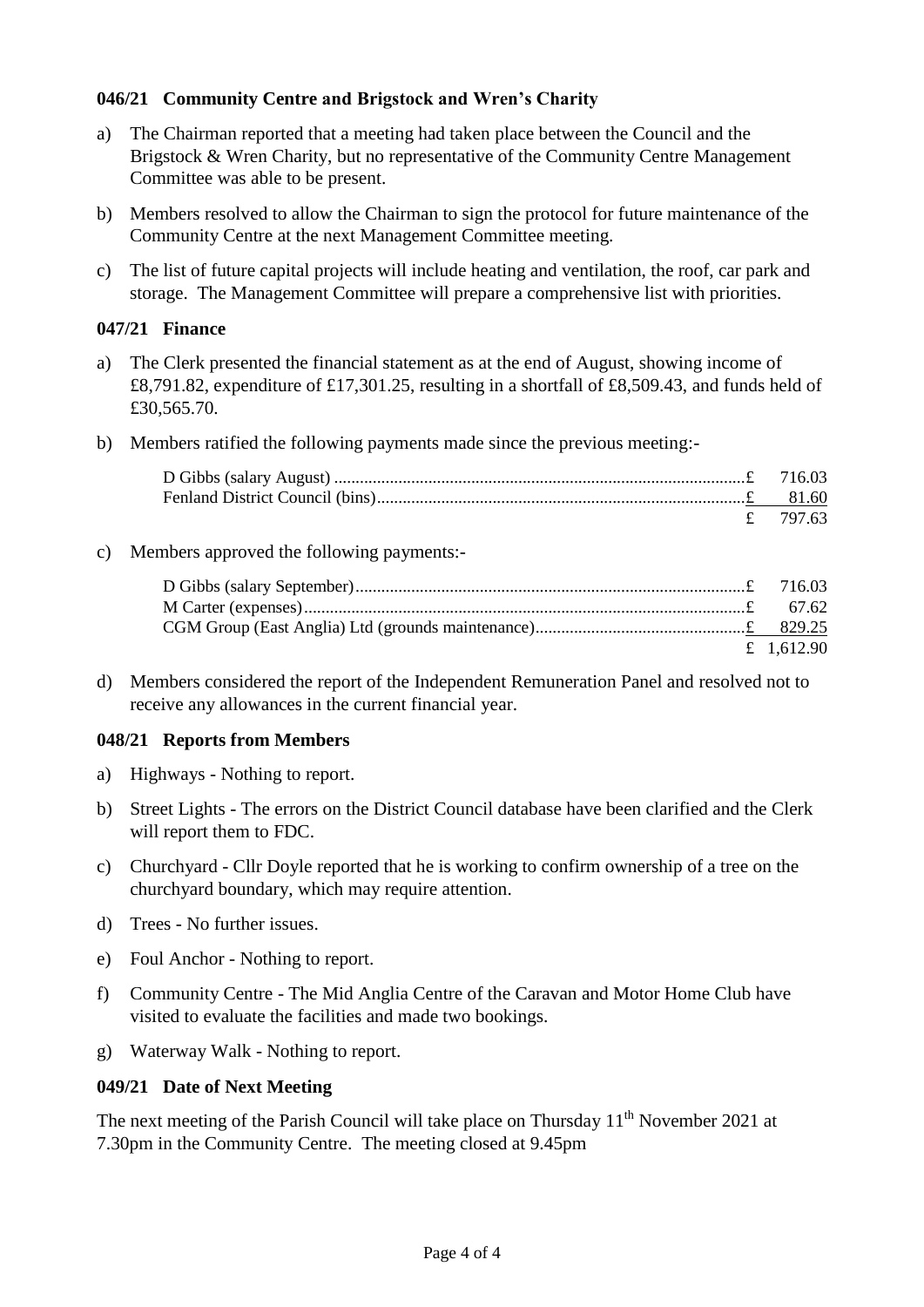### 046/21 Community Centre and Brigstock and Wren's Charity

a) The Chairman reported that a meeting had taken place between the Council and the Brigstock & Wren Charity, but no representative of the Community Centre Management Committee was able to be present.

b) Members resolved to allow the Chairman to sign the protocol for future maintenance of the Community Centre at the next Management Committee meeting.

c) The list of future capital projects will include heating and ventilation, the roof, car park and storage. The Management Committee will prepare a comprehensive list with priorities.

### 047/21 Finance

a) The Clerk presented the financial statement as at the end of August, showing income of £8,791.82, expenditure of £17,301.25, resulting in a shortfall of £8,509.43, and funds held of £30,565.70.

b) Members ratified the following payments made since the previous meeting:-

| | | |
|---|---|---|
| D Gibbs (salary August) | £ | 716.03 |
| Fenland District Council (bins) | £ | 81.60 |
| | £ | 797.63 |

c) Members approved the following payments:-

| | | |
|---|---|---|
| D Gibbs (salary September) | £ | 716.03 |
| M Carter (expenses) | £ | 67.62 |
| CGM Group (East Anglia) Ltd (grounds maintenance) | £ | 829.25 |
| | £ | 1,612.90 |

d) Members considered the report of the Independent Remuneration Panel and resolved not to receive any allowances in the current financial year.

### 048/21 Reports from Members

a) Highways - Nothing to report.

b) Street Lights - The errors on the District Council database have been clarified and the Clerk will report them to FDC.

c) Churchyard - Cllr Doyle reported that he is working to confirm ownership of a tree on the churchyard boundary, which may require attention.

d) Trees - No further issues.

e) Foul Anchor - Nothing to report.

f) Community Centre - The Mid Anglia Centre of the Caravan and Motor Home Club have visited to evaluate the facilities and made two bookings.

g) Waterway Walk - Nothing to report.

### 049/21 Date of Next Meeting

The next meeting of the Parish Council will take place on Thursday 11th November 2021 at 7.30pm in the Community Centre. The meeting closed at 9.45pm